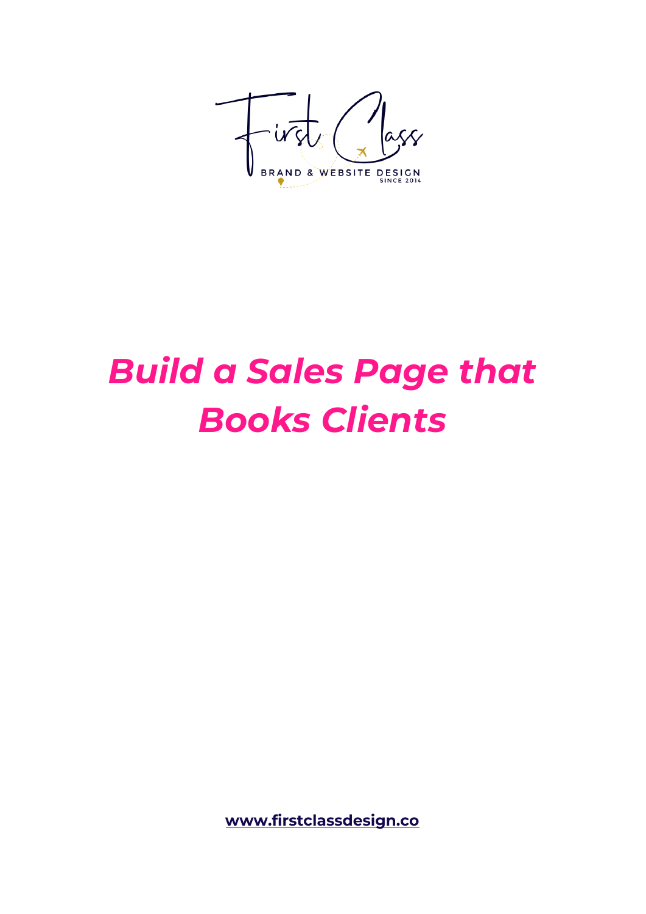First Class

BRAND & WEBSITE DESIGN

SINCE 2014

# ***Build a Sales Page that Books Clients***

**www.firstclassdesign.co**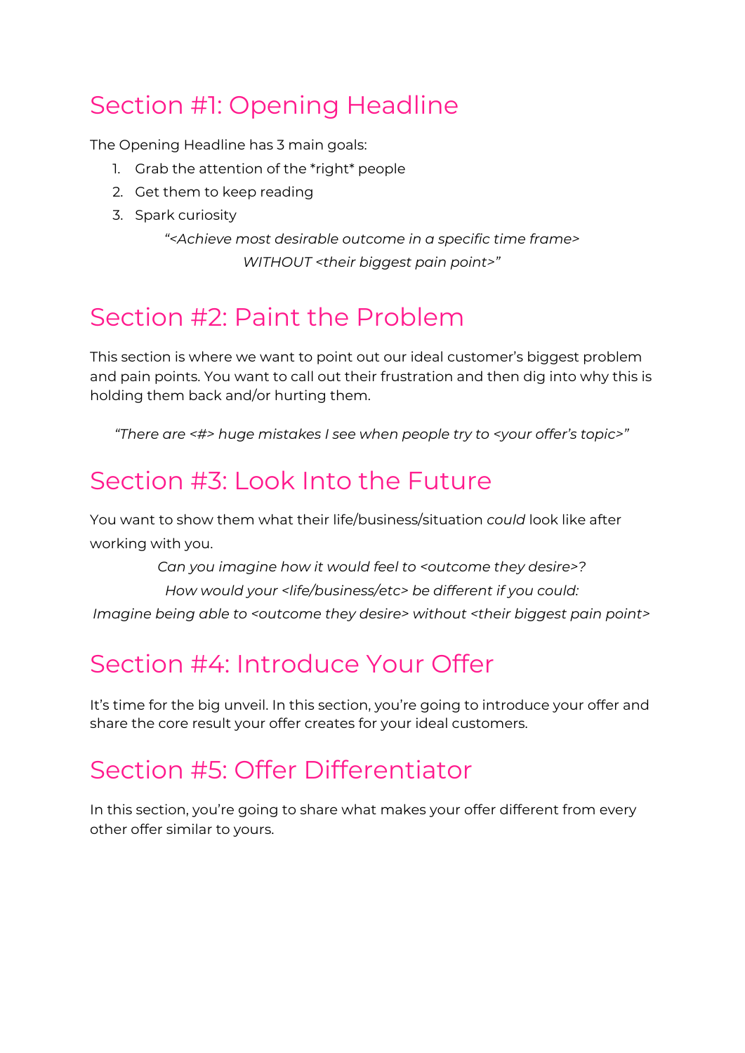## Section #1: Opening Headline

The Opening Headline has 3 main goals:

1. Grab the attention of the *right* people
2. Get them to keep reading
3. Spark curiosity

*"<Achieve most desirable outcome in a specific time frame> WITHOUT <their biggest pain point>"*

## Section #2: Paint the Problem

This section is where we want to point out our ideal customer's biggest problem and pain points. You want to call out their frustration and then dig into why this is holding them back and/or hurting them.

*"There are <#> huge mistakes I see when people try to <your offer's topic>"*

## Section #3: Look Into the Future

You want to show them what their life/business/situation *could* look like after working with you.

*Can you imagine how it would feel to <outcome they desire>?*

*How would your <life/business/etc> be different if you could:*

*Imagine being able to <outcome they desire> without <their biggest pain point>*

## Section #4: Introduce Your Offer

It's time for the big unveil. In this section, you're going to introduce your offer and share the core result your offer creates for your ideal customers.

## Section #5: Offer Differentiator

In this section, you're going to share what makes your offer different from every other offer similar to yours.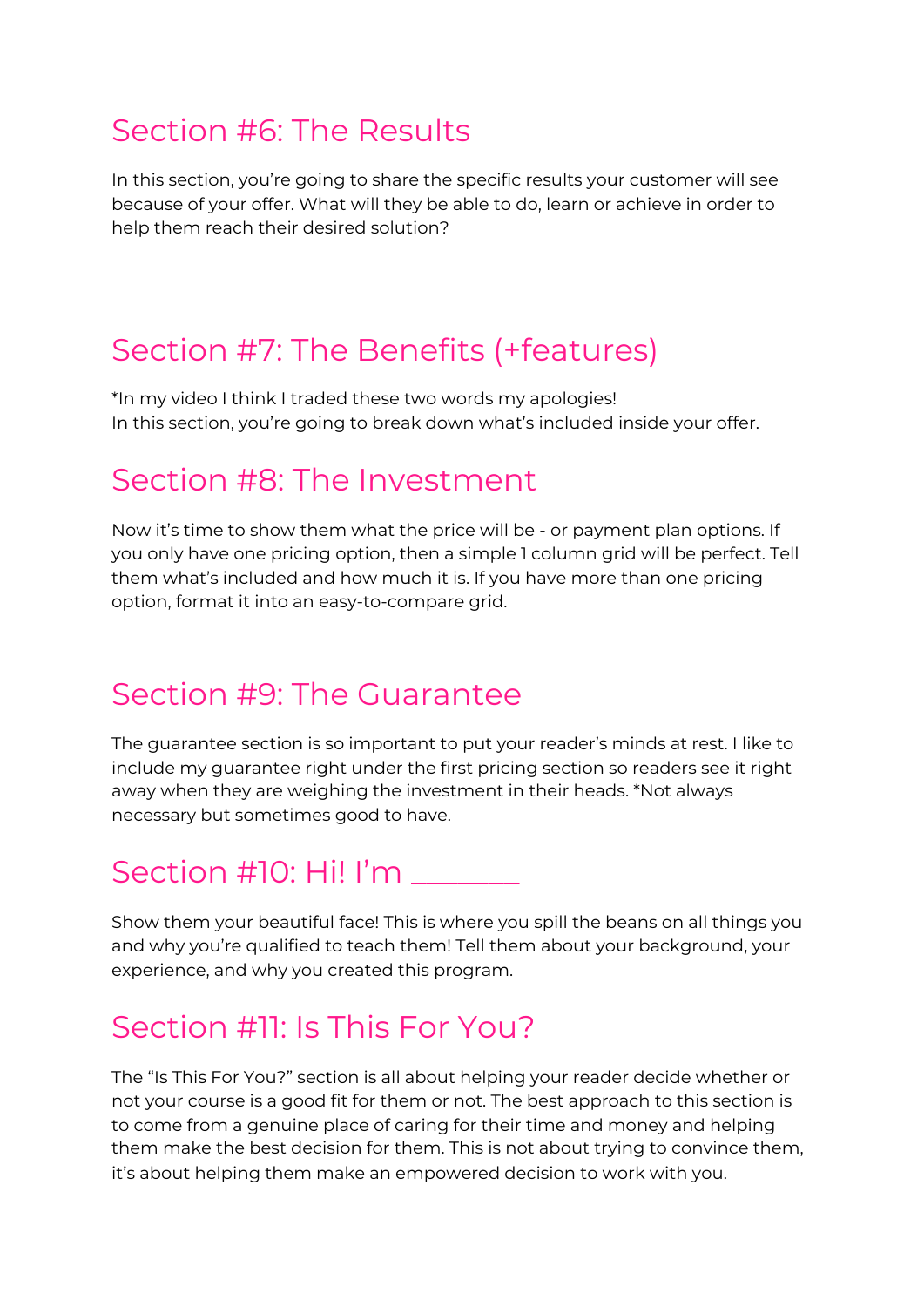## Section #6: The Results

In this section, you're going to share the specific results your customer will see because of your offer. What will they be able to do, learn or achieve in order to help them reach their desired solution?

## Section #7: The Benefits (+features)

*In my video I think I traded these two words my apologies!
In this section, you're going to break down what's included inside your offer.

## Section #8: The Investment

Now it's time to show them what the price will be - or payment plan options. If you only have one pricing option, then a simple 1 column grid will be perfect. Tell them what's included and how much it is. If you have more than one pricing option, format it into an easy-to-compare grid.

## Section #9: The Guarantee

The guarantee section is so important to put your reader's minds at rest. I like to include my guarantee right under the first pricing section so readers see it right away when they are weighing the investment in their heads. *Not always necessary but sometimes good to have.

## Section #10: Hi! I'm ________

Show them your beautiful face! This is where you spill the beans on all things you and why you're qualified to teach them! Tell them about your background, your experience, and why you created this program.

## Section #11: Is This For You?

The "Is This For You?" section is all about helping your reader decide whether or not your course is a good fit for them or not. The best approach to this section is to come from a genuine place of caring for their time and money and helping them make the best decision for them. This is not about trying to convince them, it's about helping them make an empowered decision to work with you.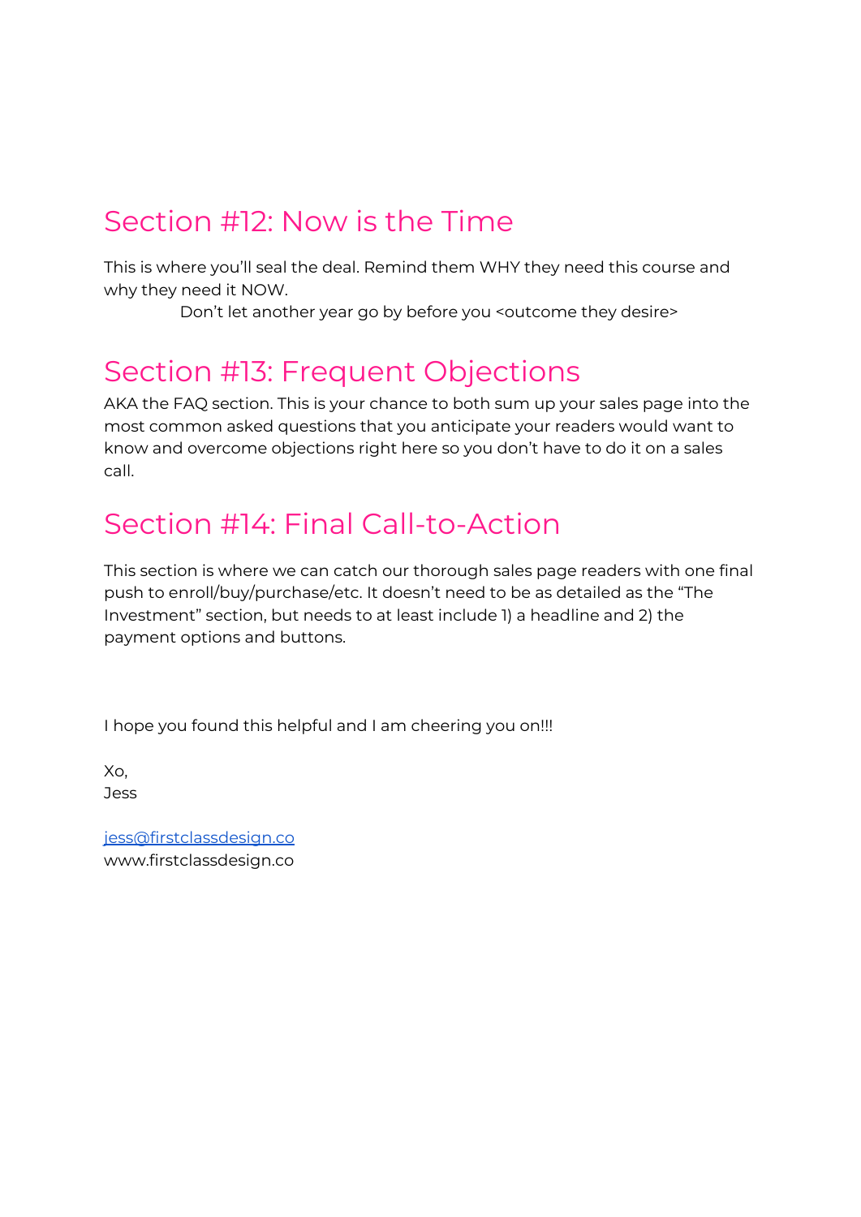## Section #12: Now is the Time

This is where you'll seal the deal. Remind them WHY they need this course and why they need it NOW.

Don't let another year go by before you <outcome they desire>

## Section #13: Frequent Objections

AKA the FAQ section. This is your chance to both sum up your sales page into the most common asked questions that you anticipate your readers would want to know and overcome objections right here so you don't have to do it on a sales call.

## Section #14: Final Call-to-Action

This section is where we can catch our thorough sales page readers with one final push to enroll/buy/purchase/etc. It doesn't need to be as detailed as the "The Investment" section, but needs to at least include 1) a headline and 2) the payment options and buttons.

I hope you found this helpful and I am cheering you on!!!

Xo,
Jess

[jess@firstclassdesign.co](mailto:jess@firstclassdesign.co)
www.firstclassdesign.co